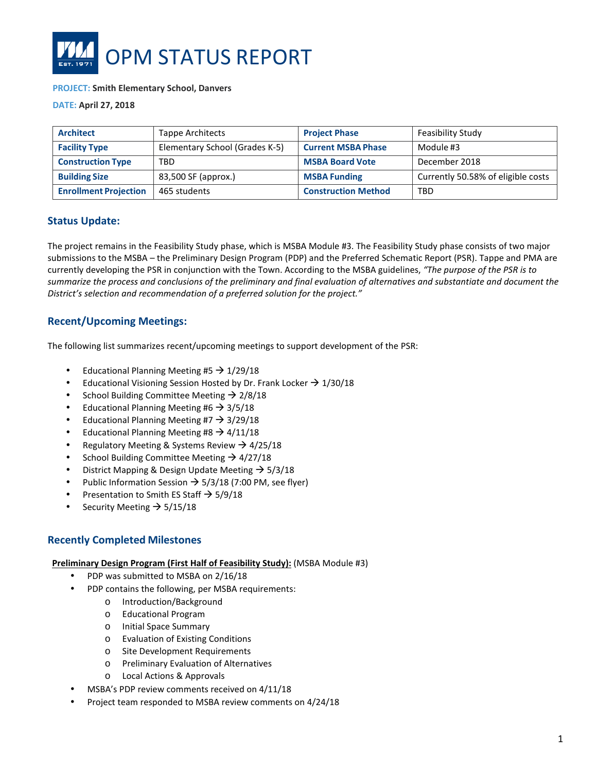# OPM STATUS REPORT

**PROJECT:** **Smith Elementary School, Danvers**

**DATE:** **April 27, 2018**

| Architect | Tappe Architects | Project Phase | Feasibility Study |
|---|---|---|---|
| Facility Type | Elementary School (Grades K-5) | Current MSBA Phase | Module #3 |
| Construction Type | TBD | MSBA Board Vote | December 2018 |
| Building Size | 83,500 SF (approx.) | MSBA Funding | Currently 50.58% of eligible costs |
| Enrollment Projection | 465 students | Construction Method | TBD |

## Status Update:

The project remains in the Feasibility Study phase, which is MSBA Module #3. The Feasibility Study phase consists of two major submissions to the MSBA – the Preliminary Design Program (PDP) and the Preferred Schematic Report (PSR). Tappe and PMA are currently developing the PSR in conjunction with the Town. According to the MSBA guidelines, *"The purpose of the PSR is to summarize the process and conclusions of the preliminary and final evaluation of alternatives and substantiate and document the District's selection and recommendation of a preferred solution for the project."*

## Recent/Upcoming Meetings:

The following list summarizes recent/upcoming meetings to support development of the PSR:

- Educational Planning Meeting #5 → 1/29/18
- Educational Visioning Session Hosted by Dr. Frank Locker → 1/30/18
- School Building Committee Meeting → 2/8/18
- Educational Planning Meeting #6 → 3/5/18
- Educational Planning Meeting #7 → 3/29/18
- Educational Planning Meeting #8 → 4/11/18
- Regulatory Meeting & Systems Review → 4/25/18
- School Building Committee Meeting → 4/27/18
- District Mapping & Design Update Meeting → 5/3/18
- Public Information Session → 5/3/18 (7:00 PM, see flyer)
- Presentation to Smith ES Staff → 5/9/18
- Security Meeting → 5/15/18

## Recently Completed Milestones

**Preliminary Design Program (First Half of Feasibility Study):** (MSBA Module #3)

- PDP was submitted to MSBA on 2/16/18
- PDP contains the following, per MSBA requirements:
  - Introduction/Background
  - Educational Program
  - Initial Space Summary
  - Evaluation of Existing Conditions
  - Site Development Requirements
  - Preliminary Evaluation of Alternatives
  - Local Actions & Approvals
- MSBA's PDP review comments received on 4/11/18
- Project team responded to MSBA review comments on 4/24/18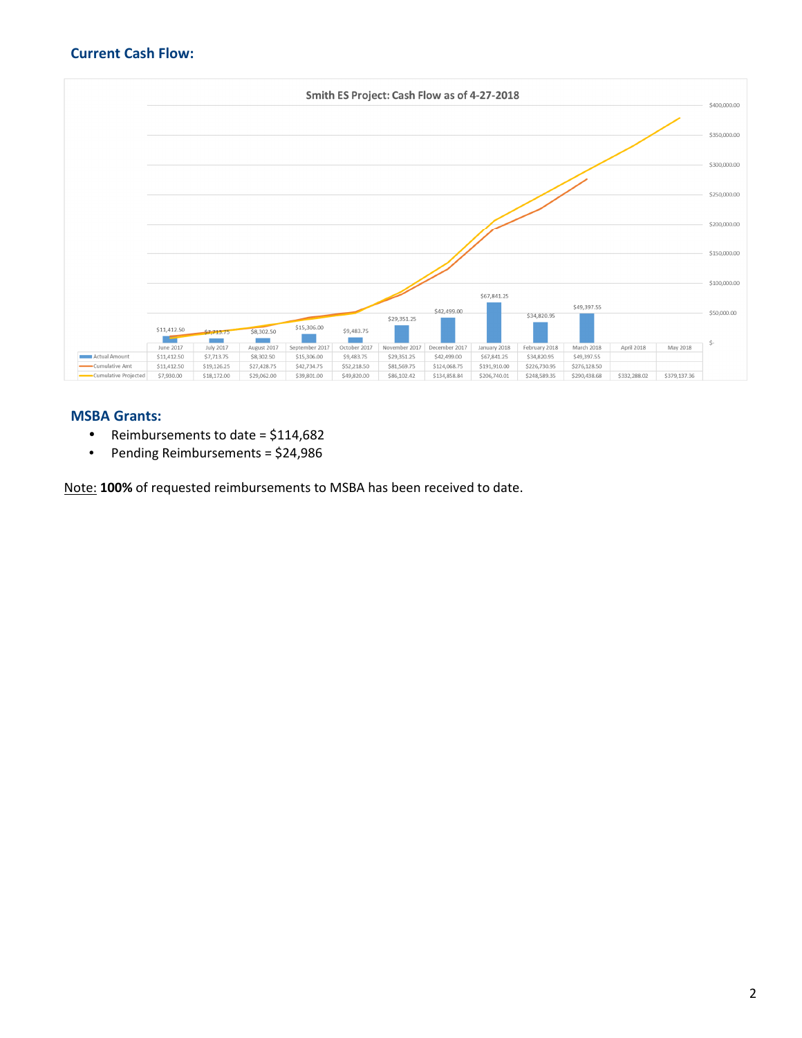## Current Cash Flow:

Smith ES Project: Cash Flow as of 4-27-2018

$400,000.00
$350,000.00
$300,000.00
$250,000.00
$200,000.00
$150,000.00
$100,000.00
$50,000.00
$-

$11,412.50
$7,713.75
$8,302.50
$15,306.00
$9,483.75
$29,351.25
$42,499.00
$67,841.25
$34,820.95
$49,397.55

June 2017, July 2017, August 2017, September 2017, October 2017, November 2017, December 2017, January 2018, February 2018, March 2018, April 2018, May 2018

Actual Amount: $11,412.50, $7,713.75, $8,302.50, $15,306.00, $9,483.75, $29,351.25, $42,499.00, $67,841.25, $34,820.95, $49,397.55

Cumulative Amt: $11,412.50, $19,126.25, $27,428.75, $42,734.75, $52,218.50, $81,569.75, $124,068.75, $191,910.00, $226,730.95, $276,128.50

Cumulative Projected: $7,930.00, $18,172.00, $29,062.00, $39,801.00, $49,820.00, $86,102.42, $134,858.84, $206,740.01, $248,589.35, $290,438.68, $332,288.02, $379,137.36

## MSBA Grants:

- Reimbursements to date = $114,682
- Pending Reimbursements = $24,986

Note: **100%** of requested reimbursements to MSBA has been received to date.